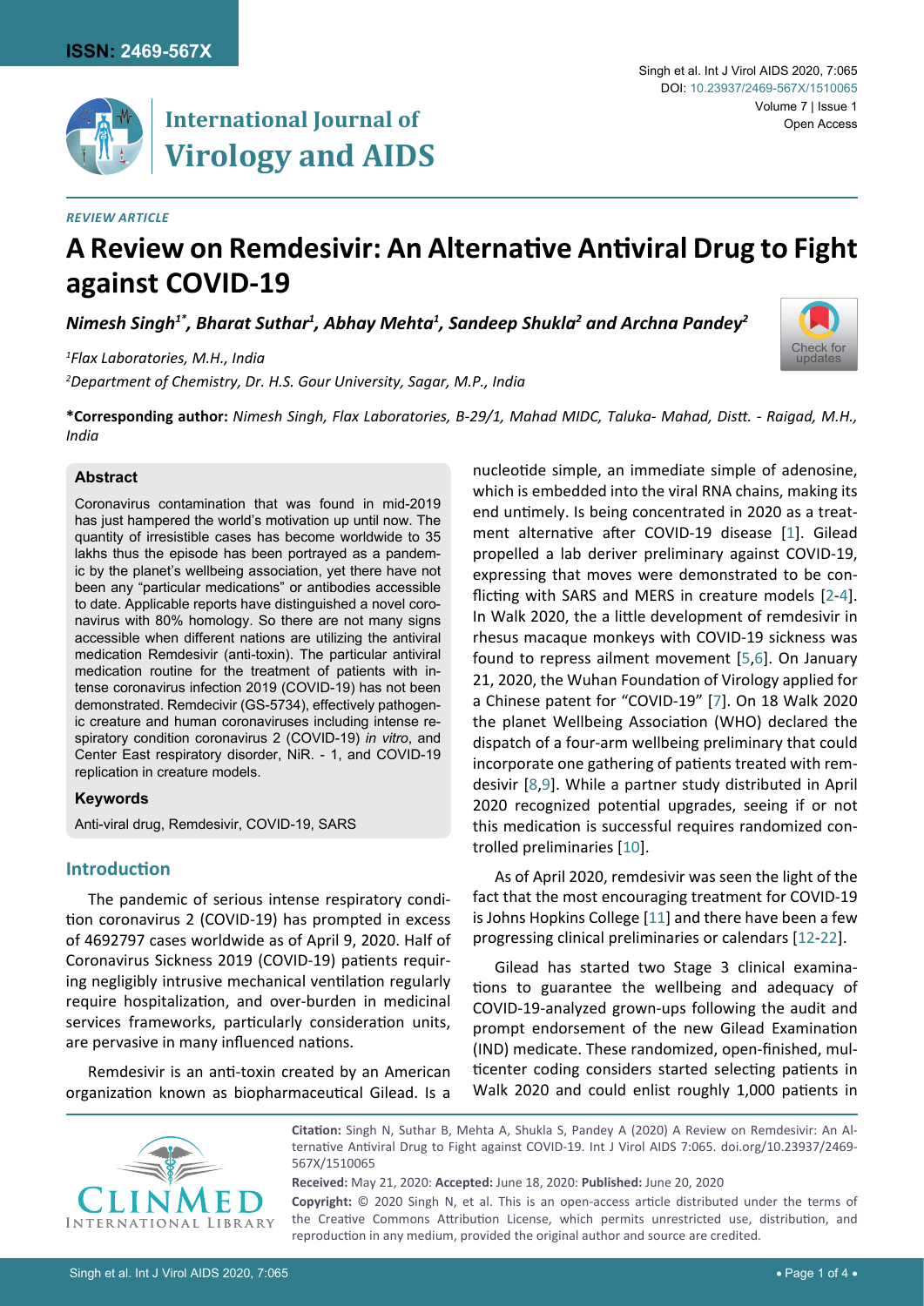*REVIEW ARTICLE*

# A Review on Remdesivir: An Alternative Antiviral Drug to Fight against COVID-19

*Nimesh Singh[1*], Bharat Suthar[1], Abhay Mehta[1], Sandeep Shukla[2] and Archna Pandey[2]*

*[1]Flax Laboratories, M.H., India*

*[2]Department of Chemistry, Dr. H.S. Gour University, Sagar, M.P., India*

**\*Corresponding author:** *Nimesh Singh, Flax Laboratories, B-29/1, Mahad MIDC, Taluka- Mahad, Distt. - Raigad, M.H., India*

### Abstract

Coronavirus contamination that was found in mid-2019 has just hampered the world's motivation up until now. The quantity of irresistible cases has become worldwide to 35 lakhs thus the episode has been portrayed as a pandemic by the planet's wellbeing association, yet there have not been any "particular medications" or antibodies accessible to date. Applicable reports have distinguished a novel coronavirus with 80% homology. So there are not many signs accessible when different nations are utilizing the antiviral medication Remdesivir (anti-toxin). The particular antiviral medication routine for the treatment of patients with intense coronavirus infection 2019 (COVID-19) has not been demonstrated. Remdecivir (GS-5734), effectively pathogenic creature and human coronaviruses including intense respiratory condition coronavirus 2 (COVID-19) *in vitro*, and Center East respiratory disorder, NiR. - 1, and COVID-19 replication in creature models.

### Keywords

Anti-viral drug, Remdesivir, COVID-19, SARS

## Introduction

The pandemic of serious intense respiratory condition coronavirus 2 (COVID-19) has prompted in excess of 4692797 cases worldwide as of April 9, 2020. Half of Coronavirus Sickness 2019 (COVID-19) patients requiring negligibly intrusive mechanical ventilation regularly require hospitalization, and over-burden in medicinal services frameworks, particularly consideration units, are pervasive in many influenced nations.

Remdesivir is an anti-toxin created by an American organization known as biopharmaceutical Gilead. Is a nucleotide simple, an immediate simple of adenosine, which is embedded into the viral RNA chains, making its end untimely. Is being concentrated in 2020 as a treatment alternative after COVID-19 disease [1]. Gilead propelled a lab deriver preliminary against COVID-19, expressing that moves were demonstrated to be conflicting with SARS and MERS in creature models [2-4]. In Walk 2020, the a little development of remdesivir in rhesus macaque monkeys with COVID-19 sickness was found to repress ailment movement [5,6]. On January 21, 2020, the Wuhan Foundation of Virology applied for a Chinese patent for "COVID-19" [7]. On 18 Walk 2020 the planet Wellbeing Association (WHO) declared the dispatch of a four-arm wellbeing preliminary that could incorporate one gathering of patients treated with remdesivir [8,9]. While a partner study distributed in April 2020 recognized potential upgrades, seeing if or not this medication is successful requires randomized controlled preliminaries [10].

As of April 2020, remdesivir was seen the light of the fact that the most encouraging treatment for COVID-19 is Johns Hopkins College [11] and there have been a few progressing clinical preliminaries or calendars [12-22].

Gilead has started two Stage 3 clinical examinations to guarantee the wellbeing and adequacy of COVID-19-analyzed grown-ups following the audit and prompt endorsement of the new Gilead Examination (IND) medicate. These randomized, open-finished, multicenter coding considers started selecting patients in Walk 2020 and could enlist roughly 1,000 patients in

**Citation:** Singh N, Suthar B, Mehta A, Shukla S, Pandey A (2020) A Review on Remdesivir: An Alternative Antiviral Drug to Fight against COVID-19. Int J Virol AIDS 7:065. doi.org/10.23937/2469-567X/1510065

**Received:** May 21, 2020: **Accepted:** June 18, 2020: **Published:** June 20, 2020

**Copyright:** © 2020 Singh N, et al. This is an open-access article distributed under the terms of the Creative Commons Attribution License, which permits unrestricted use, distribution, and reproduction in any medium, provided the original author and source are credited.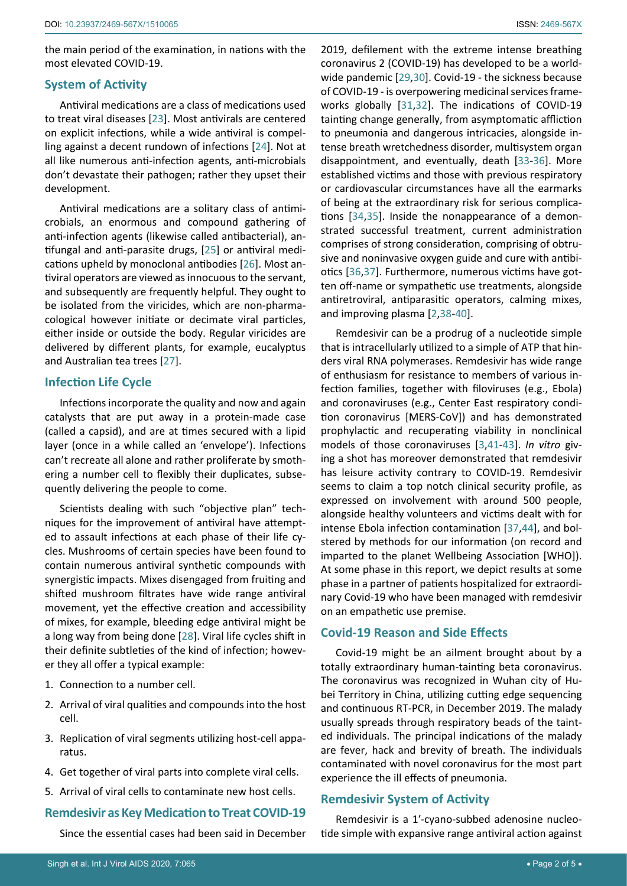the main period of the examination, in nations with the most elevated COVID-19.

## System of Activity

Antiviral medications are a class of medications used to treat viral diseases [23]. Most antivirals are centered on explicit infections, while a wide antiviral is compelling against a decent rundown of infections [24]. Not at all like numerous anti-infection agents, anti-microbials don't devastate their pathogen; rather they upset their development.

Antiviral medications are a solitary class of antimicrobials, an enormous and compound gathering of anti-infection agents (likewise called antibacterial), antifungal and anti-parasite drugs, [25] or antiviral medications upheld by monoclonal antibodies [26]. Most antiviral operators are viewed as innocuous to the servant, and subsequently are frequently helpful. They ought to be isolated from the viricides, which are non-pharmacological however initiate or decimate viral particles, either inside or outside the body. Regular viricides are delivered by different plants, for example, eucalyptus and Australian tea trees [27].

## Infection Life Cycle

Infections incorporate the quality and now and again catalysts that are put away in a protein-made case (called a capsid), and are at times secured with a lipid layer (once in a while called an 'envelope'). Infections can't recreate all alone and rather proliferate by smothering a number cell to flexibly their duplicates, subsequently delivering the people to come.

Scientists dealing with such "objective plan" techniques for the improvement of antiviral have attempted to assault infections at each phase of their life cycles. Mushrooms of certain species have been found to contain numerous antiviral synthetic compounds with synergistic impacts. Mixes disengaged from fruiting and shifted mushroom filtrates have wide range antiviral movement, yet the effective creation and accessibility of mixes, for example, bleeding edge antiviral might be a long way from being done [28]. Viral life cycles shift in their definite subtleties of the kind of infection; however they all offer a typical example:

1. Connection to a number cell.
2. Arrival of viral qualities and compounds into the host cell.
3. Replication of viral segments utilizing host-cell apparatus.
4. Get together of viral parts into complete viral cells.
5. Arrival of viral cells to contaminate new host cells.

## Remdesivir as Key Medication to Treat COVID-19

Since the essential cases had been said in December 2019, defilement with the extreme intense breathing coronavirus 2 (COVID-19) has developed to be a worldwide pandemic [29,30]. Covid-19 - the sickness because of COVID-19 - is overpowering medicinal services frameworks globally [31,32]. The indications of COVID-19 tainting change generally, from asymptomatic affliction to pneumonia and dangerous intricacies, alongside intense breath wretchedness disorder, multisystem organ disappointment, and eventually, death [33-36]. More established victims and those with previous respiratory or cardiovascular circumstances have all the earmarks of being at the extraordinary risk for serious complications [34,35]. Inside the nonappearance of a demonstrated successful treatment, current administration comprises of strong consideration, comprising of obtrusive and noninvasive oxygen guide and cure with antibiotics [36,37]. Furthermore, numerous victims have gotten off-name or sympathetic use treatments, alongside antiretroviral, antiparasitic operators, calming mixes, and improving plasma [2,38-40].

Remdesivir can be a prodrug of a nucleotide simple that is intracellularly utilized to a simple of ATP that hinders viral RNA polymerases. Remdesivir has wide range of enthusiasm for resistance to members of various infection families, together with filoviruses (e.g., Ebola) and coronaviruses (e.g., Center East respiratory condition coronavirus [MERS-CoV]) and has demonstrated prophylactic and recuperating viability in nonclinical models of those coronaviruses [3,41-43]. *In vitro* giving a shot has moreover demonstrated that remdesivir has leisure activity contrary to COVID-19. Remdesivir seems to claim a top notch clinical security profile, as expressed on involvement with around 500 people, alongside healthy volunteers and victims dealt with for intense Ebola infection contamination [37,44], and bolstered by methods for our information (on record and imparted to the planet Wellbeing Association [WHO]). At some phase in this report, we depict results at some phase in a partner of patients hospitalized for extraordinary Covid-19 who have been managed with remdesivir on an empathetic use premise.

## Covid-19 Reason and Side Effects

Covid-19 might be an ailment brought about by a totally extraordinary human-tainting beta coronavirus. The coronavirus was recognized in Wuhan city of Hubei Territory in China, utilizing cutting edge sequencing and continuous RT-PCR, in December 2019. The malady usually spreads through respiratory beads of the tainted individuals. The principal indications of the malady are fever, hack and brevity of breath. The individuals contaminated with novel coronavirus for the most part experience the ill effects of pneumonia.

## Remdesivir System of Activity

Remdesivir is a 1'-cyano-subbed adenosine nucleotide simple with expansive range antiviral action against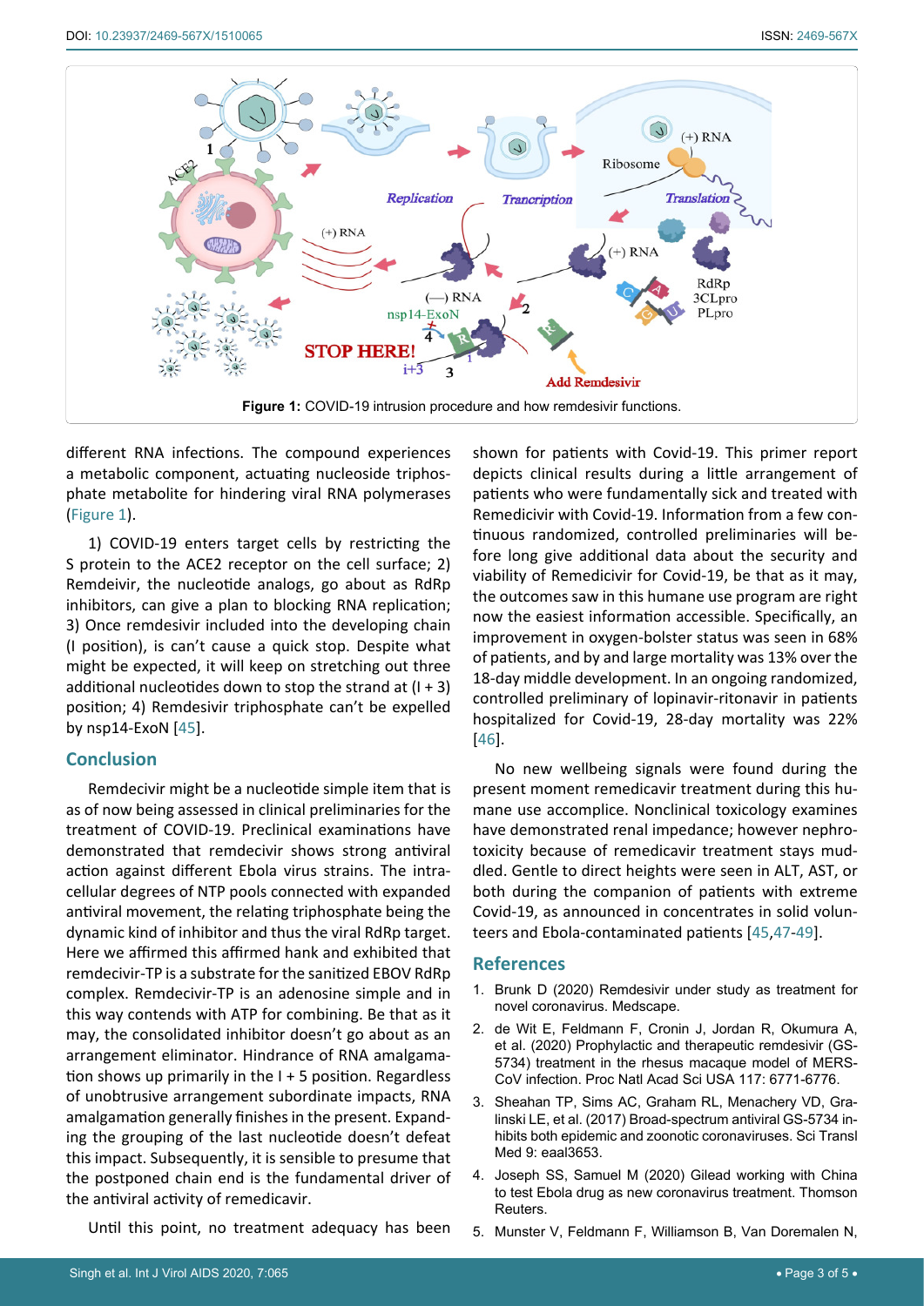**Figure 1:** COVID-19 intrusion procedure and how remdesivir functions.

different RNA infections. The compound experiences a metabolic component, actuating nucleoside triphosphate metabolite for hindering viral RNA polymerases (Figure 1).

1) COVID-19 enters target cells by restricting the S protein to the ACE2 receptor on the cell surface; 2) Remdeivir, the nucleotide analogs, go about as RdRp inhibitors, can give a plan to blocking RNA replication; 3) Once remdesivir included into the developing chain (I position), is can't cause a quick stop. Despite what might be expected, it will keep on stretching out three additional nucleotides down to stop the strand at (I + 3) position; 4) Remdesivir triphosphate can't be expelled by nsp14-ExoN [45].

## Conclusion

Remdecivir might be a nucleotide simple item that is as of now being assessed in clinical preliminaries for the treatment of COVID-19. Preclinical examinations have demonstrated that remdecivir shows strong antiviral action against different Ebola virus strains. The intracellular degrees of NTP pools connected with expanded antiviral movement, the relating triphosphate being the dynamic kind of inhibitor and thus the viral RdRp target. Here we affirmed this affirmed hank and exhibited that remdecivir-TP is a substrate for the sanitized EBOV RdRp complex. Remdecivir-TP is an adenosine simple and in this way contends with ATP for combining. Be that as it may, the consolidated inhibitor doesn't go about as an arrangement eliminator. Hindrance of RNA amalgamation shows up primarily in the I + 5 position. Regardless of unobtrusive arrangement subordinate impacts, RNA amalgamation generally finishes in the present. Expanding the grouping of the last nucleotide doesn't defeat this impact. Subsequently, it is sensible to presume that the postponed chain end is the fundamental driver of the antiviral activity of remedicavir.

Until this point, no treatment adequacy has been shown for patients with Covid-19. This primer report depicts clinical results during a little arrangement of patients who were fundamentally sick and treated with Remedicivir with Covid-19. Information from a few continuous randomized, controlled preliminaries will before long give additional data about the security and viability of Remedicivir for Covid-19, be that as it may, the outcomes saw in this humane use program are right now the easiest information accessible. Specifically, an improvement in oxygen-bolster status was seen in 68% of patients, and by and large mortality was 13% over the 18-day middle development. In an ongoing randomized, controlled preliminary of lopinavir-ritonavir in patients hospitalized for Covid-19, 28-day mortality was 22% [46].

No new wellbeing signals were found during the present moment remedicavir treatment during this humane use accomplice. Nonclinical toxicology examines have demonstrated renal impedance; however nephrotoxicity because of remedicavir treatment stays muddled. Gentle to direct heights were seen in ALT, AST, or both during the companion of patients with extreme Covid-19, as announced in concentrates in solid volunteers and Ebola-contaminated patients [45,47-49].

## References

1. Brunk D (2020) Remdesivir under study as treatment for novel coronavirus. Medscape.
2. de Wit E, Feldmann F, Cronin J, Jordan R, Okumura A, et al. (2020) Prophylactic and therapeutic remdesivir (GS-5734) treatment in the rhesus macaque model of MERS-CoV infection. Proc Natl Acad Sci USA 117: 6771-6776.
3. Sheahan TP, Sims AC, Graham RL, Menachery VD, Gralinski LE, et al. (2017) Broad-spectrum antiviral GS-5734 inhibits both epidemic and zoonotic coronaviruses. Sci Transl Med 9: eaal3653.
4. Joseph SS, Samuel M (2020) Gilead working with China to test Ebola drug as new coronavirus treatment. Thomson Reuters.
5. Munster V, Feldmann F, Williamson B, Van Doremalen N,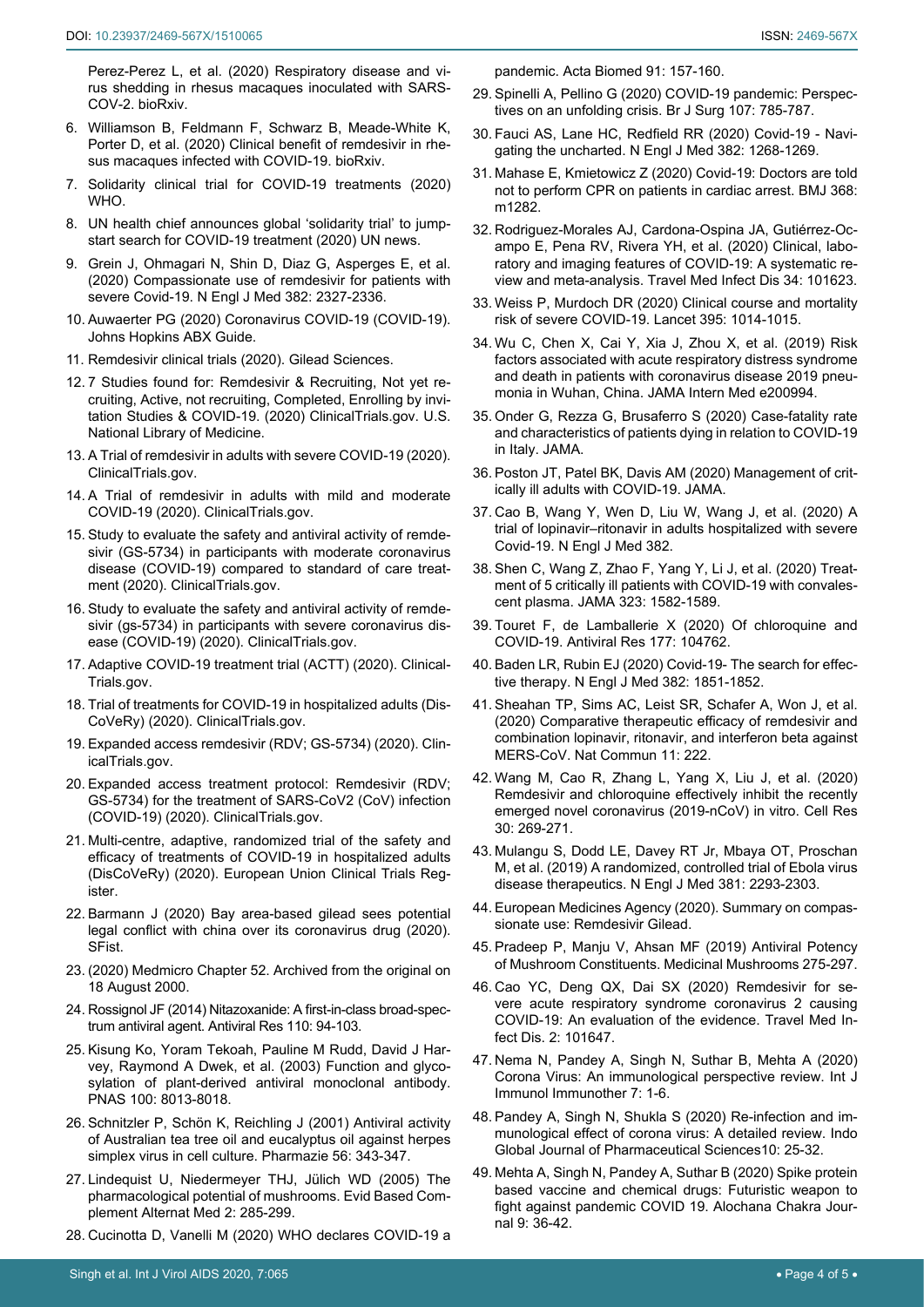Perez-Perez L, et al. (2020) Respiratory disease and virus shedding in rhesus macaques inoculated with SARS-COV-2. bioRxiv.

6. Williamson B, Feldmann F, Schwarz B, Meade-White K, Porter D, et al. (2020) Clinical benefit of remdesivir in rhesus macaques infected with COVID-19. bioRxiv.
7. Solidarity clinical trial for COVID-19 treatments (2020) WHO.
8. UN health chief announces global 'solidarity trial' to jumpstart search for COVID-19 treatment (2020) UN news.
9. Grein J, Ohmagari N, Shin D, Diaz G, Asperges E, et al. (2020) Compassionate use of remdesivir for patients with severe Covid-19. N Engl J Med 382: 2327-2336.
10. Auwaerter PG (2020) Coronavirus COVID-19 (COVID-19). Johns Hopkins ABX Guide.
11. Remdesivir clinical trials (2020). Gilead Sciences.
12. 7 Studies found for: Remdesivir & Recruiting, Not yet recruiting, Active, not recruiting, Completed, Enrolling by invitation Studies & COVID-19. (2020) ClinicalTrials.gov. U.S. National Library of Medicine.
13. A Trial of remdesivir in adults with severe COVID-19 (2020). ClinicalTrials.gov.
14. A Trial of remdesivir in adults with mild and moderate COVID-19 (2020). ClinicalTrials.gov.
15. Study to evaluate the safety and antiviral activity of remdesivir (GS-5734) in participants with moderate coronavirus disease (COVID-19) compared to standard of care treatment (2020). ClinicalTrials.gov.
16. Study to evaluate the safety and antiviral activity of remdesivir (gs-5734) in participants with severe coronavirus disease (COVID-19) (2020). ClinicalTrials.gov.
17. Adaptive COVID-19 treatment trial (ACTT) (2020). ClinicalTrials.gov.
18. Trial of treatments for COVID-19 in hospitalized adults (DisCoVeRy) (2020). ClinicalTrials.gov.
19. Expanded access remdesivir (RDV; GS-5734) (2020). ClinicalTrials.gov.
20. Expanded access treatment protocol: Remdesivir (RDV; GS-5734) for the treatment of SARS-CoV2 (CoV) infection (COVID-19) (2020). ClinicalTrials.gov.
21. Multi-centre, adaptive, randomized trial of the safety and efficacy of treatments of COVID-19 in hospitalized adults (DisCoVeRy) (2020). European Union Clinical Trials Register.
22. Barmann J (2020) Bay area-based gilead sees potential legal conflict with china over its coronavirus drug (2020). SFist.
23. (2020) Medmicro Chapter 52. Archived from the original on 18 August 2000.
24. Rossignol JF (2014) Nitazoxanide: A first-in-class broad-spectrum antiviral agent. Antiviral Res 110: 94-103.
25. Kisung Ko, Yoram Tekoah, Pauline M Rudd, David J Harvey, Raymond A Dwek, et al. (2003) Function and glycosylation of plant-derived antiviral monoclonal antibody. PNAS 100: 8013-8018.
26. Schnitzler P, Schön K, Reichling J (2001) Antiviral activity of Australian tea tree oil and eucalyptus oil against herpes simplex virus in cell culture. Pharmazie 56: 343-347.
27. Lindequist U, Niedermeyer THJ, Jülich WD (2005) The pharmacological potential of mushrooms. Evid Based Complement Alternat Med 2: 285-299.
28. Cucinotta D, Vanelli M (2020) WHO declares COVID-19 a pandemic. Acta Biomed 91: 157-160.
29. Spinelli A, Pellino G (2020) COVID-19 pandemic: Perspectives on an unfolding crisis. Br J Surg 107: 785-787.
30. Fauci AS, Lane HC, Redfield RR (2020) Covid-19 - Navigating the uncharted. N Engl J Med 382: 1268-1269.
31. Mahase E, Kmietowicz Z (2020) Covid-19: Doctors are told not to perform CPR on patients in cardiac arrest. BMJ 368: m1282.
32. Rodriguez-Morales AJ, Cardona-Ospina JA, Gutiérrez-Ocampo E, Pena RV, Rivera YH, et al. (2020) Clinical, laboratory and imaging features of COVID-19: A systematic review and meta-analysis. Travel Med Infect Dis 34: 101623.
33. Weiss P, Murdoch DR (2020) Clinical course and mortality risk of severe COVID-19. Lancet 395: 1014-1015.
34. Wu C, Chen X, Cai Y, Xia J, Zhou X, et al. (2019) Risk factors associated with acute respiratory distress syndrome and death in patients with coronavirus disease 2019 pneumonia in Wuhan, China. JAMA Intern Med e200994.
35. Onder G, Rezza G, Brusaferro S (2020) Case-fatality rate and characteristics of patients dying in relation to COVID-19 in Italy. JAMA.
36. Poston JT, Patel BK, Davis AM (2020) Management of critically ill adults with COVID-19. JAMA.
37. Cao B, Wang Y, Wen D, Liu W, Wang J, et al. (2020) A trial of lopinavir–ritonavir in adults hospitalized with severe Covid-19. N Engl J Med 382.
38. Shen C, Wang Z, Zhao F, Yang Y, Li J, et al. (2020) Treatment of 5 critically ill patients with COVID-19 with convalescent plasma. JAMA 323: 1582-1589.
39. Touret F, de Lamballerie X (2020) Of chloroquine and COVID-19. Antiviral Res 177: 104762.
40. Baden LR, Rubin EJ (2020) Covid-19- The search for effective therapy. N Engl J Med 382: 1851-1852.
41. Sheahan TP, Sims AC, Leist SR, Schafer A, Won J, et al. (2020) Comparative therapeutic efficacy of remdesivir and combination lopinavir, ritonavir, and interferon beta against MERS-CoV. Nat Commun 11: 222.
42. Wang M, Cao R, Zhang L, Yang X, Liu J, et al. (2020) Remdesivir and chloroquine effectively inhibit the recently emerged novel coronavirus (2019-nCoV) in vitro. Cell Res 30: 269-271.
43. Mulangu S, Dodd LE, Davey RT Jr, Mbaya OT, Proschan M, et al. (2019) A randomized, controlled trial of Ebola virus disease therapeutics. N Engl J Med 381: 2293-2303.
44. European Medicines Agency (2020). Summary on compassionate use: Remdesivir Gilead.
45. Pradeep P, Manju V, Ahsan MF (2019) Antiviral Potency of Mushroom Constituents. Medicinal Mushrooms 275-297.
46. Cao YC, Deng QX, Dai SX (2020) Remdesivir for severe acute respiratory syndrome coronavirus 2 causing COVID-19: An evaluation of the evidence. Travel Med Infect Dis. 2: 101647.
47. Nema N, Pandey A, Singh N, Suthar B, Mehta A (2020) Corona Virus: An immunological perspective review. Int J Immunol Immunother 7: 1-6.
48. Pandey A, Singh N, Shukla S (2020) Re-infection and immunological effect of corona virus: A detailed review. Indo Global Journal of Pharmaceutical Sciences10: 25-32.
49. Mehta A, Singh N, Pandey A, Suthar B (2020) Spike protein based vaccine and chemical drugs: Futuristic weapon to fight against pandemic COVID 19. Alochana Chakra Journal 9: 36-42.